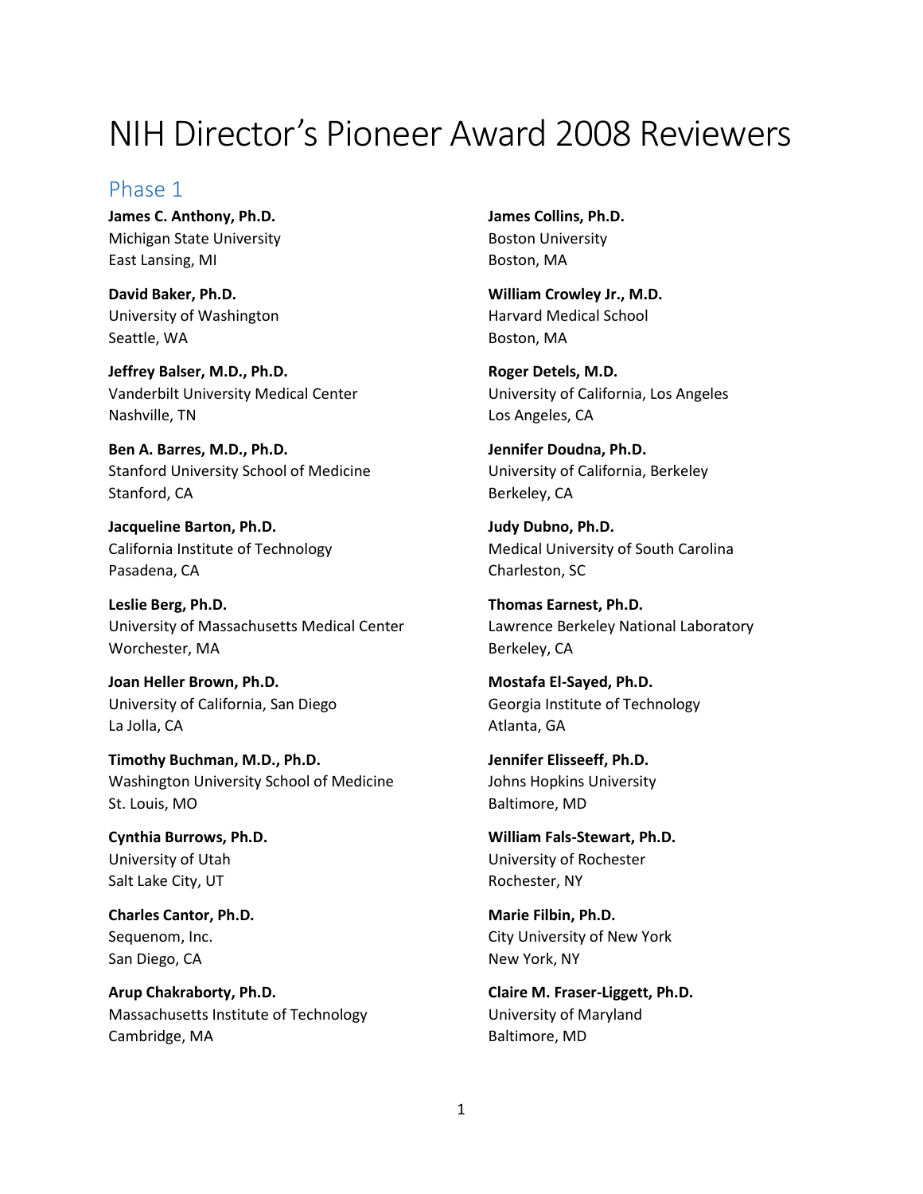# NIH Director's Pioneer Award 2008 Reviewers

## Phase 1

**James C. Anthony, Ph.D.**
Michigan State University
East Lansing, MI

**David Baker, Ph.D.**
University of Washington
Seattle, WA

**Jeffrey Balser, M.D., Ph.D.**
Vanderbilt University Medical Center
Nashville, TN

**Ben A. Barres, M.D., Ph.D.**
Stanford University School of Medicine
Stanford, CA

**Jacqueline Barton, Ph.D.**
California Institute of Technology
Pasadena, CA

**Leslie Berg, Ph.D.**
University of Massachusetts Medical Center
Worchester, MA

**Joan Heller Brown, Ph.D.**
University of California, San Diego
La Jolla, CA

**Timothy Buchman, M.D., Ph.D.**
Washington University School of Medicine
St. Louis, MO

**Cynthia Burrows, Ph.D.**
University of Utah
Salt Lake City, UT

**Charles Cantor, Ph.D.**
Sequenom, Inc.
San Diego, CA

**Arup Chakraborty, Ph.D.**
Massachusetts Institute of Technology
Cambridge, MA

**James Collins, Ph.D.**
Boston University
Boston, MA

**William Crowley Jr., M.D.**
Harvard Medical School
Boston, MA

**Roger Detels, M.D.**
University of California, Los Angeles
Los Angeles, CA

**Jennifer Doudna, Ph.D.**
University of California, Berkeley
Berkeley, CA

**Judy Dubno, Ph.D.**
Medical University of South Carolina
Charleston, SC

**Thomas Earnest, Ph.D.**
Lawrence Berkeley National Laboratory
Berkeley, CA

**Mostafa El-Sayed, Ph.D.**
Georgia Institute of Technology
Atlanta, GA

**Jennifer Elisseeff, Ph.D.**
Johns Hopkins University
Baltimore, MD

**William Fals-Stewart, Ph.D.**
University of Rochester
Rochester, NY

**Marie Filbin, Ph.D.**
City University of New York
New York, NY

**Claire M. Fraser-Liggett, Ph.D.**
University of Maryland
Baltimore, MD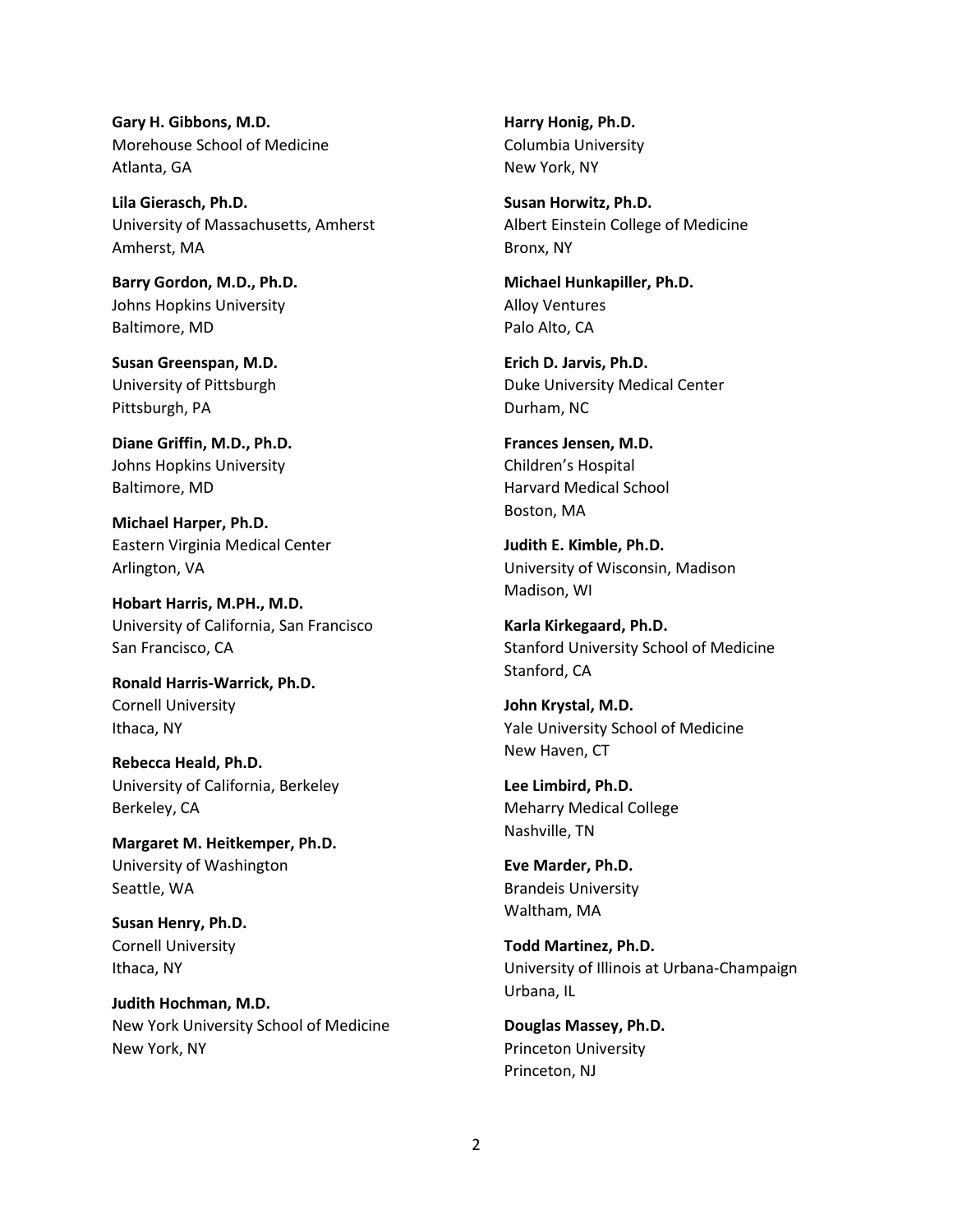**Gary H. Gibbons, M.D.**
Morehouse School of Medicine
Atlanta, GA

**Lila Gierasch, Ph.D.**
University of Massachusetts, Amherst
Amherst, MA

**Barry Gordon, M.D., Ph.D.**
Johns Hopkins University
Baltimore, MD

**Susan Greenspan, M.D.**
University of Pittsburgh
Pittsburgh, PA

**Diane Griffin, M.D., Ph.D.**
Johns Hopkins University
Baltimore, MD

**Michael Harper, Ph.D.**
Eastern Virginia Medical Center
Arlington, VA

**Hobart Harris, M.PH., M.D.**
University of California, San Francisco
San Francisco, CA

**Ronald Harris-Warrick, Ph.D.**
Cornell University
Ithaca, NY

**Rebecca Heald, Ph.D.**
University of California, Berkeley
Berkeley, CA

**Margaret M. Heitkemper, Ph.D.**
University of Washington
Seattle, WA

**Susan Henry, Ph.D.**
Cornell University
Ithaca, NY

**Judith Hochman, M.D.**
New York University School of Medicine
New York, NY

**Harry Honig, Ph.D.**
Columbia University
New York, NY

**Susan Horwitz, Ph.D.**
Albert Einstein College of Medicine
Bronx, NY

**Michael Hunkapiller, Ph.D.**
Alloy Ventures
Palo Alto, CA

**Erich D. Jarvis, Ph.D.**
Duke University Medical Center
Durham, NC

**Frances Jensen, M.D.**
Children's Hospital
Harvard Medical School
Boston, MA

**Judith E. Kimble, Ph.D.**
University of Wisconsin, Madison
Madison, WI

**Karla Kirkegaard, Ph.D.**
Stanford University School of Medicine
Stanford, CA

**John Krystal, M.D.**
Yale University School of Medicine
New Haven, CT

**Lee Limbird, Ph.D.**
Meharry Medical College
Nashville, TN

**Eve Marder, Ph.D.**
Brandeis University
Waltham, MA

**Todd Martinez, Ph.D.**
University of Illinois at Urbana-Champaign
Urbana, IL

**Douglas Massey, Ph.D.**
Princeton University
Princeton, NJ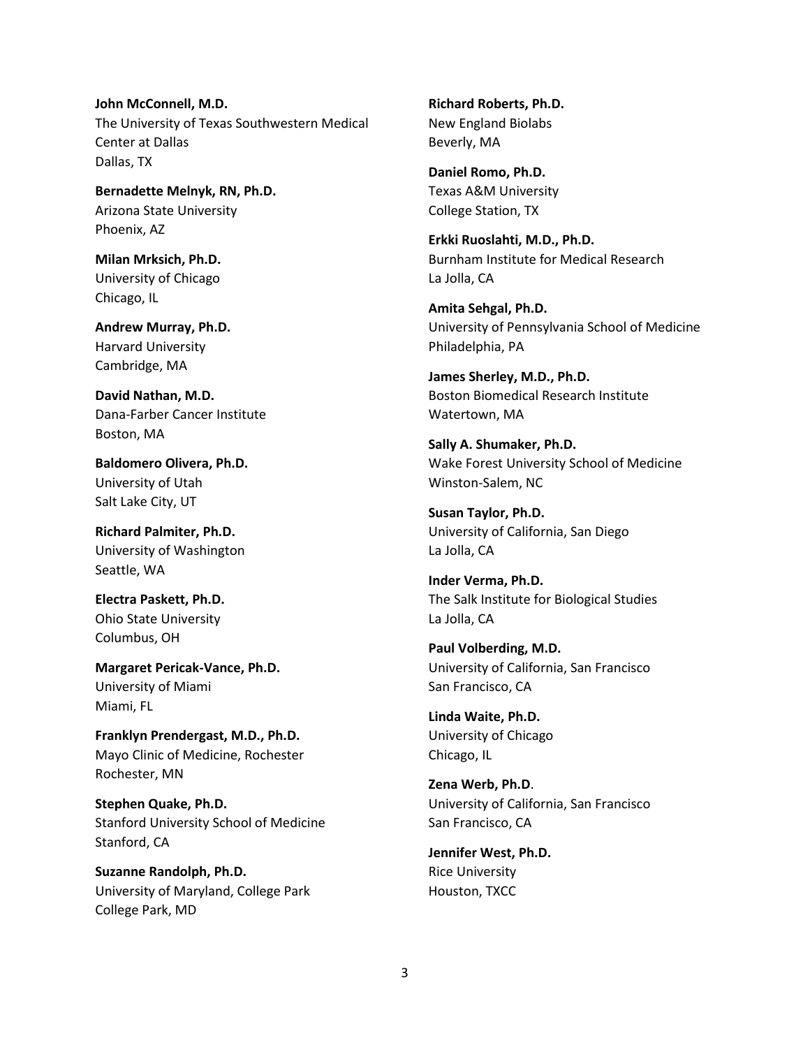**John McConnell, M.D.**
The University of Texas Southwestern Medical Center at Dallas
Dallas, TX

**Bernadette Melnyk, RN, Ph.D.**
Arizona State University
Phoenix, AZ

**Milan Mrksich, Ph.D.**
University of Chicago
Chicago, IL

**Andrew Murray, Ph.D.**
Harvard University
Cambridge, MA

**David Nathan, M.D.**
Dana-Farber Cancer Institute
Boston, MA

**Baldomero Olivera, Ph.D.**
University of Utah
Salt Lake City, UT

**Richard Palmiter, Ph.D.**
University of Washington
Seattle, WA

**Electra Paskett, Ph.D.**
Ohio State University
Columbus, OH

**Margaret Pericak-Vance, Ph.D.**
University of Miami
Miami, FL

**Franklyn Prendergast, M.D., Ph.D.**
Mayo Clinic of Medicine, Rochester
Rochester, MN

**Stephen Quake, Ph.D.**
Stanford University School of Medicine
Stanford, CA

**Suzanne Randolph, Ph.D.**
University of Maryland, College Park
College Park, MD

**Richard Roberts, Ph.D.**
New England Biolabs
Beverly, MA

**Daniel Romo, Ph.D.**
Texas A&M University
College Station, TX

**Erkki Ruoslahti, M.D., Ph.D.**
Burnham Institute for Medical Research
La Jolla, CA

**Amita Sehgal, Ph.D.**
University of Pennsylvania School of Medicine
Philadelphia, PA

**James Sherley, M.D., Ph.D.**
Boston Biomedical Research Institute
Watertown, MA

**Sally A. Shumaker, Ph.D.**
Wake Forest University School of Medicine
Winston-Salem, NC

**Susan Taylor, Ph.D.**
University of California, San Diego
La Jolla, CA

**Inder Verma, Ph.D.**
The Salk Institute for Biological Studies
La Jolla, CA

**Paul Volberding, M.D.**
University of California, San Francisco
San Francisco, CA

**Linda Waite, Ph.D.**
University of Chicago
Chicago, IL

**Zena Werb, Ph.D**.
University of California, San Francisco
San Francisco, CA

**Jennifer West, Ph.D.**
Rice University
Houston, TXCC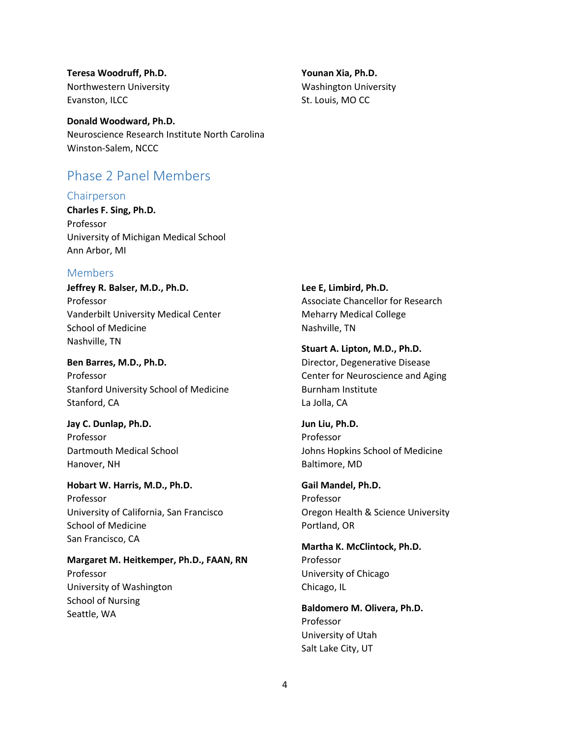**Teresa Woodruff, Ph.D.**
Northwestern University
Evanston, ILCC

**Donald Woodward, Ph.D.**
Neuroscience Research Institute North Carolina
Winston-Salem, NCCC

**Younan Xia, Ph.D.**
Washington University
St. Louis, MO CC

## Phase 2 Panel Members

### Chairperson

**Charles F. Sing, Ph.D.**
Professor
University of Michigan Medical School
Ann Arbor, MI

### Members

**Jeffrey R. Balser, M.D., Ph.D.**
Professor
Vanderbilt University Medical Center
School of Medicine
Nashville, TN

**Ben Barres, M.D., Ph.D.**
Professor
Stanford University School of Medicine
Stanford, CA

**Jay C. Dunlap, Ph.D.**
Professor
Dartmouth Medical School
Hanover, NH

**Hobart W. Harris, M.D., Ph.D.**
Professor
University of California, San Francisco
School of Medicine
San Francisco, CA

**Margaret M. Heitkemper, Ph.D., FAAN, RN**
Professor
University of Washington
School of Nursing
Seattle, WA

**Lee E, Limbird, Ph.D.**
Associate Chancellor for Research
Meharry Medical College
Nashville, TN

**Stuart A. Lipton, M.D., Ph.D.**
Director, Degenerative Disease
Center for Neuroscience and Aging
Burnham Institute
La Jolla, CA

**Jun Liu, Ph.D.**
Professor
Johns Hopkins School of Medicine
Baltimore, MD

**Gail Mandel, Ph.D.**
Professor
Oregon Health & Science University
Portland, OR

**Martha K. McClintock, Ph.D.**
Professor
University of Chicago
Chicago, IL

**Baldomero M. Olivera, Ph.D.**
Professor
University of Utah
Salt Lake City, UT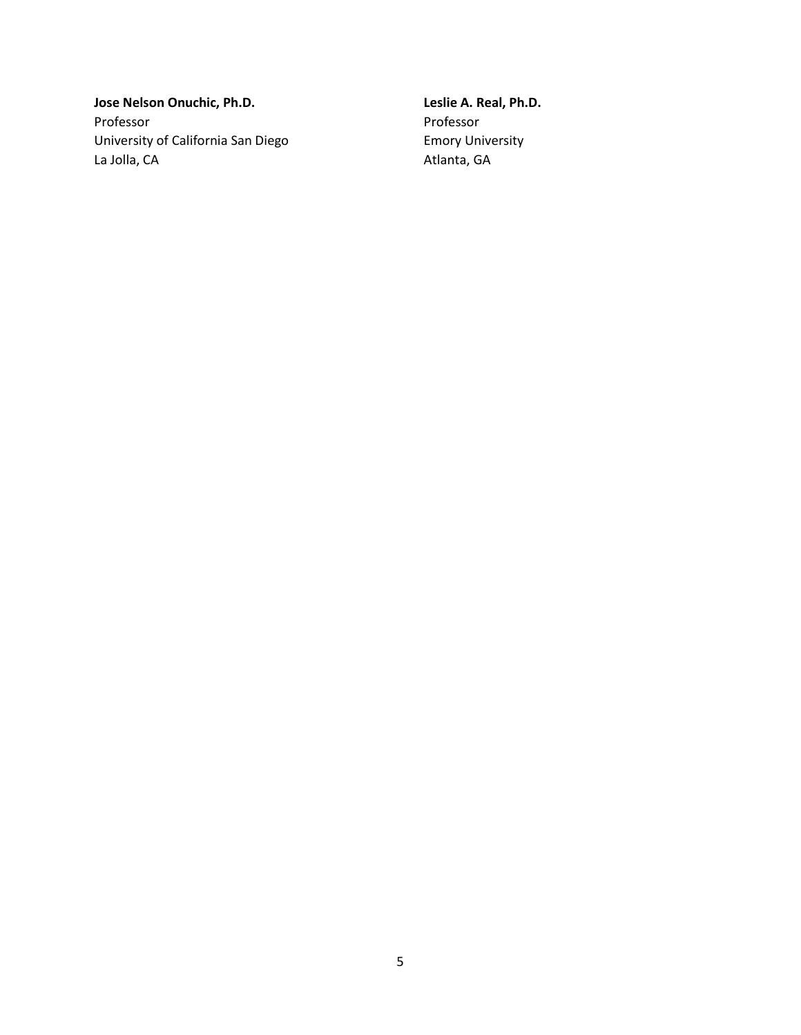**Jose Nelson Onuchic, Ph.D.**
Professor
University of California San Diego
La Jolla, CA

**Leslie A. Real, Ph.D.**
Professor
Emory University
Atlanta, GA